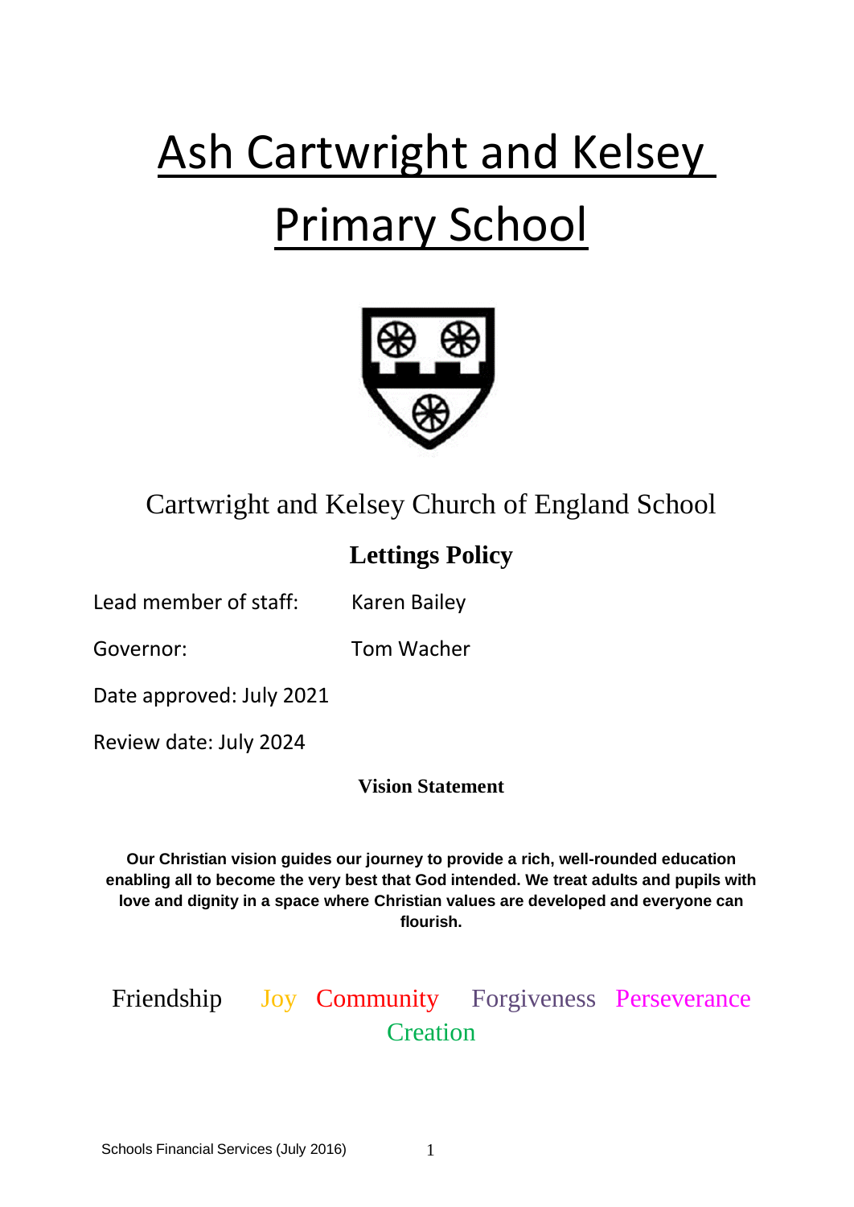# Ash Cartwright and Kelsey Primary School

Cartwright and Kelsey Church of England School

## Lettings Policy

Lead member of staff: Karen Bailey

Governor: Tom Wacher

Date approved: July 2021

Review date: July 2024

**Vision Statement**

**Our Christian vision guides our journey to provide a rich, well-rounded education enabling all to become the very best that God intended. We treat adults and pupils with love and dignity in a space where Christian values are developed and everyone can flourish.**

Friendship Joy Community Forgiveness Perseverance Creation

Schools Financial Services (July 2016)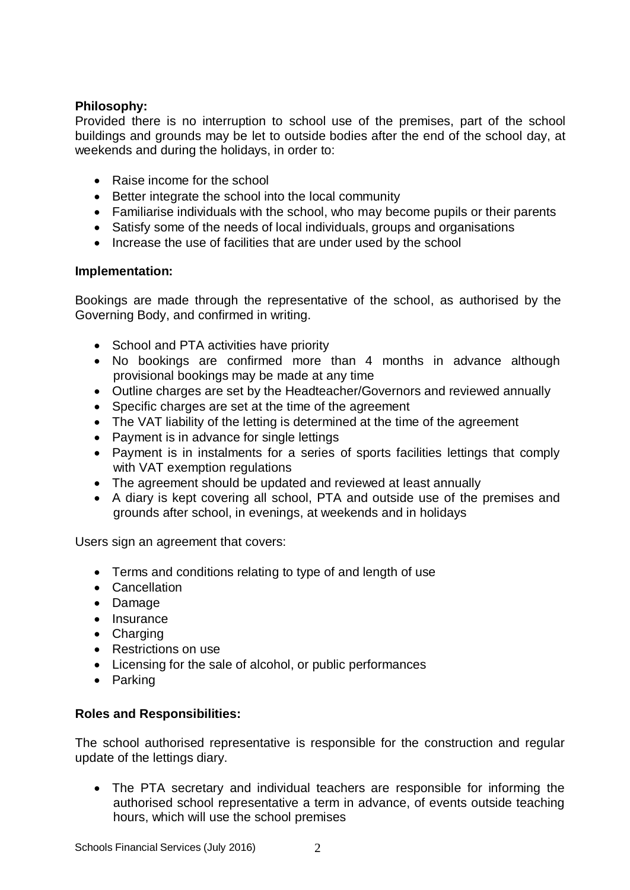**Philosophy:**

Provided there is no interruption to school use of the premises, part of the school buildings and grounds may be let to outside bodies after the end of the school day, at weekends and during the holidays, in order to:

- Raise income for the school
- Better integrate the school into the local community
- Familiarise individuals with the school, who may become pupils or their parents
- Satisfy some of the needs of local individuals, groups and organisations
- Increase the use of facilities that are under used by the school

**Implementation:**

Bookings are made through the representative of the school, as authorised by the Governing Body, and confirmed in writing.

- School and PTA activities have priority
- No bookings are confirmed more than 4 months in advance although provisional bookings may be made at any time
- Outline charges are set by the Headteacher/Governors and reviewed annually
- Specific charges are set at the time of the agreement
- The VAT liability of the letting is determined at the time of the agreement
- Payment is in advance for single lettings
- Payment is in instalments for a series of sports facilities lettings that comply with VAT exemption regulations
- The agreement should be updated and reviewed at least annually
- A diary is kept covering all school, PTA and outside use of the premises and grounds after school, in evenings, at weekends and in holidays

Users sign an agreement that covers:

- Terms and conditions relating to type of and length of use
- Cancellation
- Damage
- Insurance
- Charging
- Restrictions on use
- Licensing for the sale of alcohol, or public performances
- Parking

**Roles and Responsibilities:**

The school authorised representative is responsible for the construction and regular update of the lettings diary.

- The PTA secretary and individual teachers are responsible for informing the authorised school representative a term in advance, of events outside teaching hours, which will use the school premises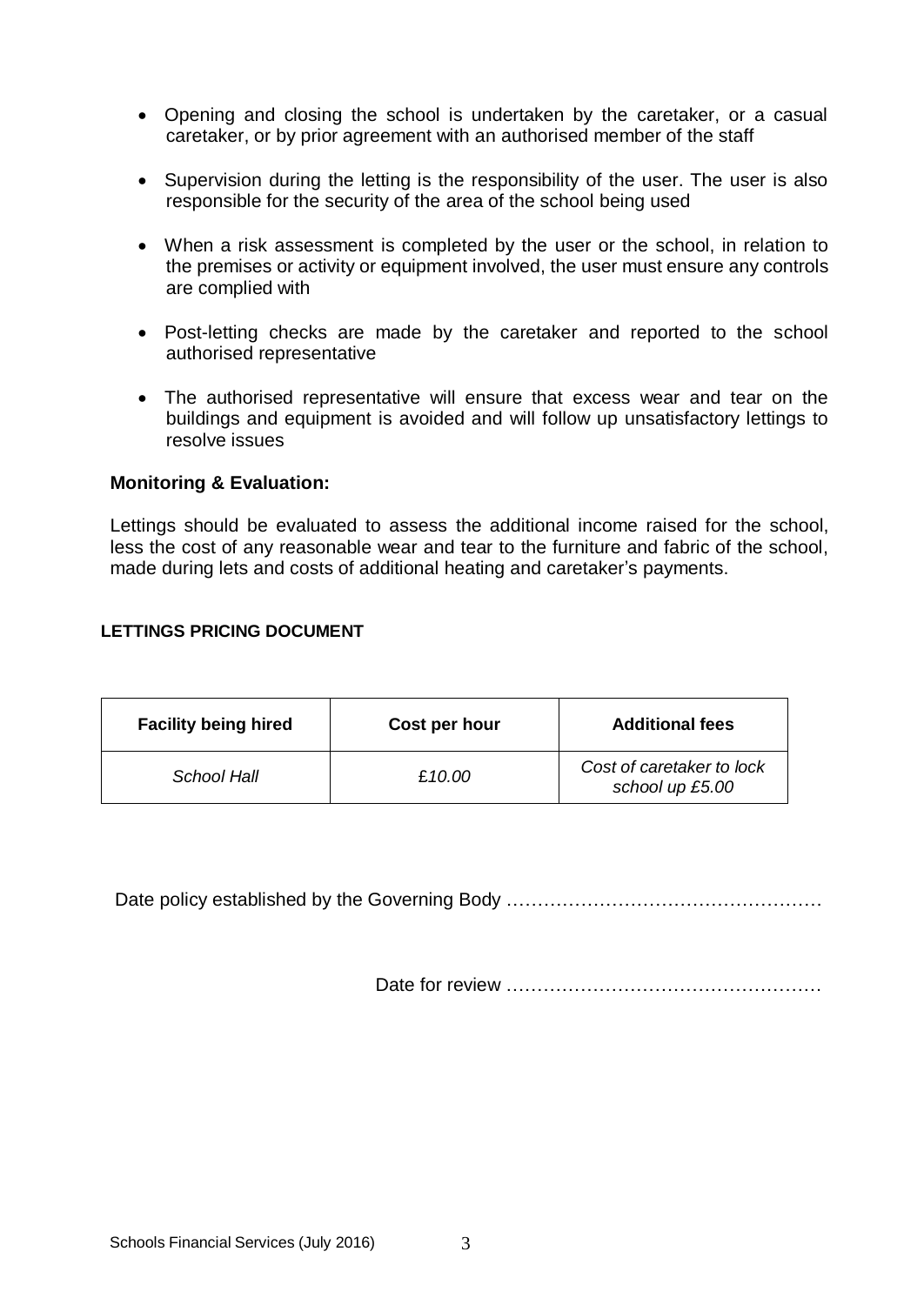- Opening and closing the school is undertaken by the caretaker, or a casual caretaker, or by prior agreement with an authorised member of the staff

- Supervision during the letting is the responsibility of the user. The user is also responsible for the security of the area of the school being used

- When a risk assessment is completed by the user or the school, in relation to the premises or activity or equipment involved, the user must ensure any controls are complied with

- Post-letting checks are made by the caretaker and reported to the school authorised representative

- The authorised representative will ensure that excess wear and tear on the buildings and equipment is avoided and will follow up unsatisfactory lettings to resolve issues

**Monitoring & Evaluation:**

Lettings should be evaluated to assess the additional income raised for the school, less the cost of any reasonable wear and tear to the furniture and fabric of the school, made during lets and costs of additional heating and caretaker's payments.

**LETTINGS PRICING DOCUMENT**

| Facility being hired | Cost per hour | Additional fees |
|---|---|---|
| *School Hall* | *£10.00* | *Cost of caretaker to lock school up £5.00* |

Date policy established by the Governing Body ……………………………………………

Date for review ……………………………………………